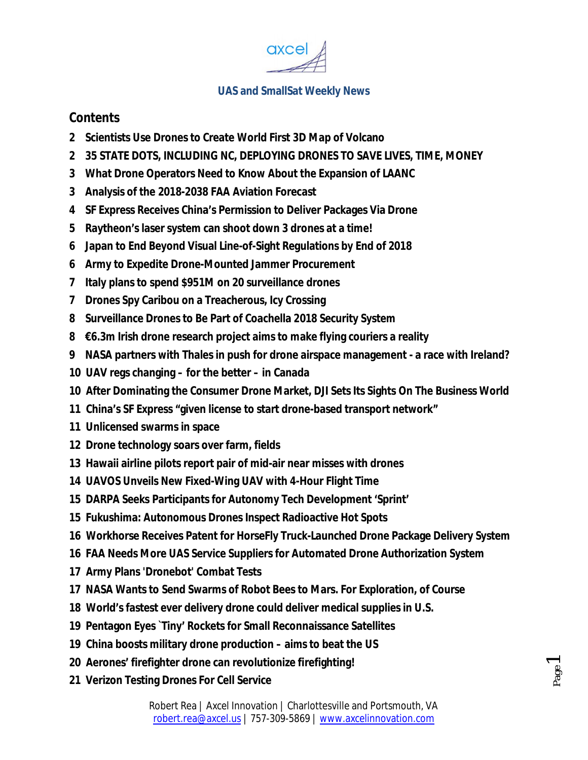axcel

## UAS and SmallSat Weekly News

### Contents

2 Scientists Use Drones to Create World First 3D Map of Volcano

2 35 STATE DOTS, INCLUDING NC, DEPLOYING DRONES TO SAVE LIVES, TIME, MONEY

3 What Drone Operators Need to Know About the Expansion of LAANC

3 Analysis of the 2018-2038 FAA Aviation Forecast

4 SF Express Receives China's Permission to Deliver Packages Via Drone

5 Raytheon's laser system can shoot down 3 drones at a time!

6 Japan to End Beyond Visual Line-of-Sight Regulations by End of 2018

6 Army to Expedite Drone-Mounted Jammer Procurement

7 Italy plans to spend $951M on 20 surveillance drones

7 Drones Spy Caribou on a Treacherous, Icy Crossing

8 Surveillance Drones to Be Part of Coachella 2018 Security System

8 €6.3m Irish drone research project aims to make flying couriers a reality

9 NASA partners with Thales in push for drone airspace management - a race with Ireland?

10 UAV regs changing – for the better – in Canada

10 After Dominating the Consumer Drone Market, DJI Sets Its Sights On The Business World

11 China's SF Express "given license to start drone-based transport network"

11 Unlicensed swarms in space

12 Drone technology soars over farm, fields

13 Hawaii airline pilots report pair of mid-air near misses with drones

14 UAVOS Unveils New Fixed-Wing UAV with 4-Hour Flight Time

15 DARPA Seeks Participants for Autonomy Tech Development 'Sprint'

15 Fukushima: Autonomous Drones Inspect Radioactive Hot Spots

16 Workhorse Receives Patent for HorseFly Truck-Launched Drone Package Delivery System

16 FAA Needs More UAS Service Suppliers for Automated Drone Authorization System

17 Army Plans 'Dronebot' Combat Tests

17 NASA Wants to Send Swarms of Robot Bees to Mars. For Exploration, of Course

18 World's fastest ever delivery drone could deliver medical supplies in U.S.

19 Pentagon Eyes `Tiny' Rockets for Small Reconnaissance Satellites

19 China boosts military drone production – aims to beat the US

20 Aerones' firefighter drone can revolutionize firefighting!

21 Verizon Testing Drones For Cell Service

Robert Rea | Axcel Innovation | Charlottesville and Portsmouth, VA
robert.rea@axcel.us | 757-309-5869 | www.axcelinnovation.com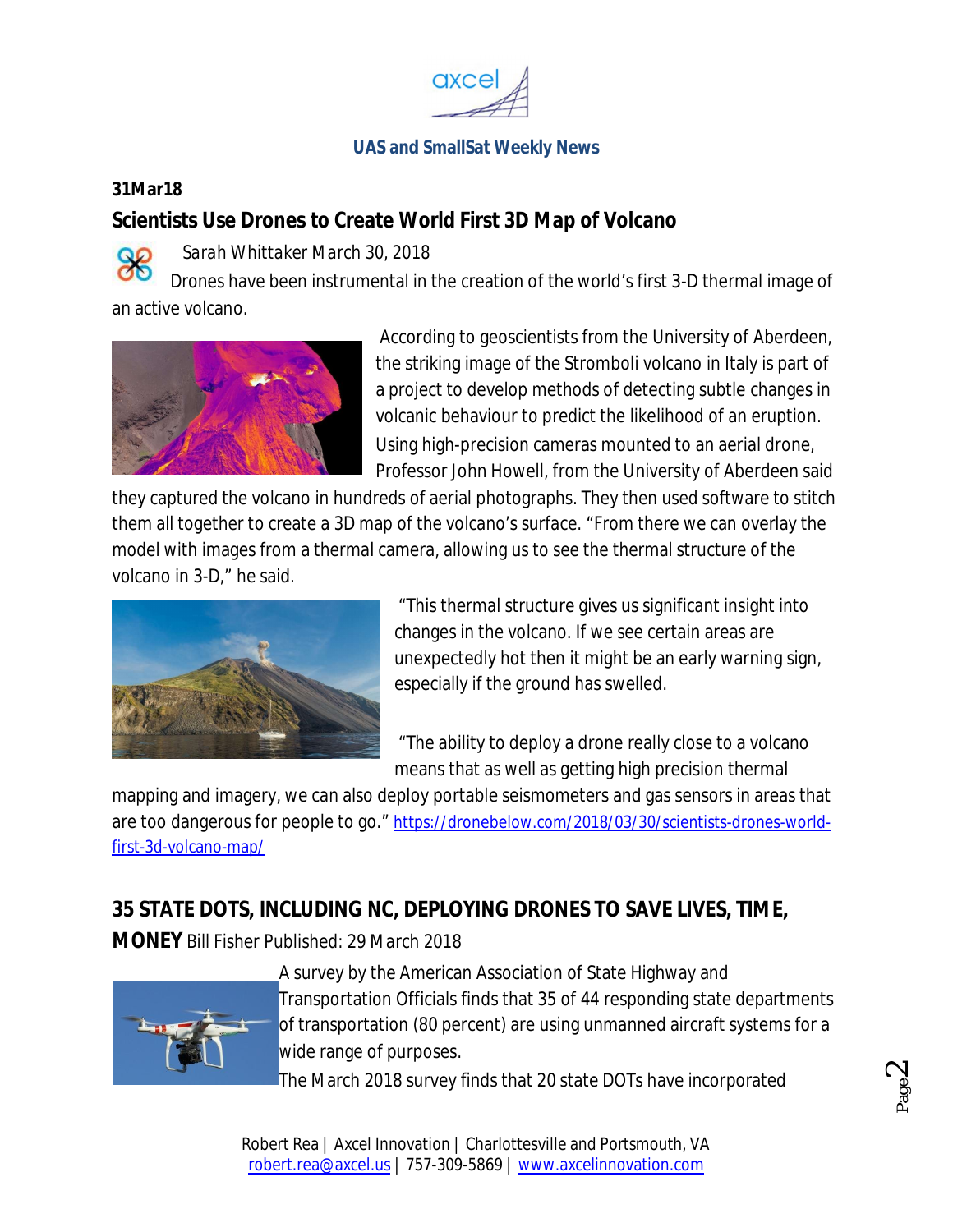**UAS and SmallSat Weekly News**

**31Mar18**

## Scientists Use Drones to Create World First 3D Map of Volcano

*Sarah Whittaker March 30, 2018*

Drones have been instrumental in the creation of the world's first 3-D thermal image of an active volcano.

According to geoscientists from the University of Aberdeen, the striking image of the Stromboli volcano in Italy is part of a project to develop methods of detecting subtle changes in volcanic behaviour to predict the likelihood of an eruption. Using high-precision cameras mounted to an aerial drone, Professor John Howell, from the University of Aberdeen said they captured the volcano in hundreds of aerial photographs. They then used software to stitch them all together to create a 3D map of the volcano's surface. "From there we can overlay the model with images from a thermal camera, allowing us to see the thermal structure of the volcano in 3-D," he said.

"This thermal structure gives us significant insight into changes in the volcano. If we see certain areas are unexpectedly hot then it might be an early warning sign, especially if the ground has swelled.

"The ability to deploy a drone really close to a volcano means that as well as getting high precision thermal mapping and imagery, we can also deploy portable seismometers and gas sensors in areas that are too dangerous for people to go." https://dronebelow.com/2018/03/30/scientists-drones-world-first-3d-volcano-map/

## 35 STATE DOTS, INCLUDING NC, DEPLOYING DRONES TO SAVE LIVES, TIME, MONEY

Bill Fisher Published: 29 March 2018

A survey by the American Association of State Highway and Transportation Officials finds that 35 of 44 responding state departments of transportation (80 percent) are using unmanned aircraft systems for a wide range of purposes.

The March 2018 survey finds that 20 state DOTs have incorporated

Robert Rea | Axcel Innovation | Charlottesville and Portsmouth, VA
robert.rea@axcel.us | 757-309-5869 | www.axcelinnovation.com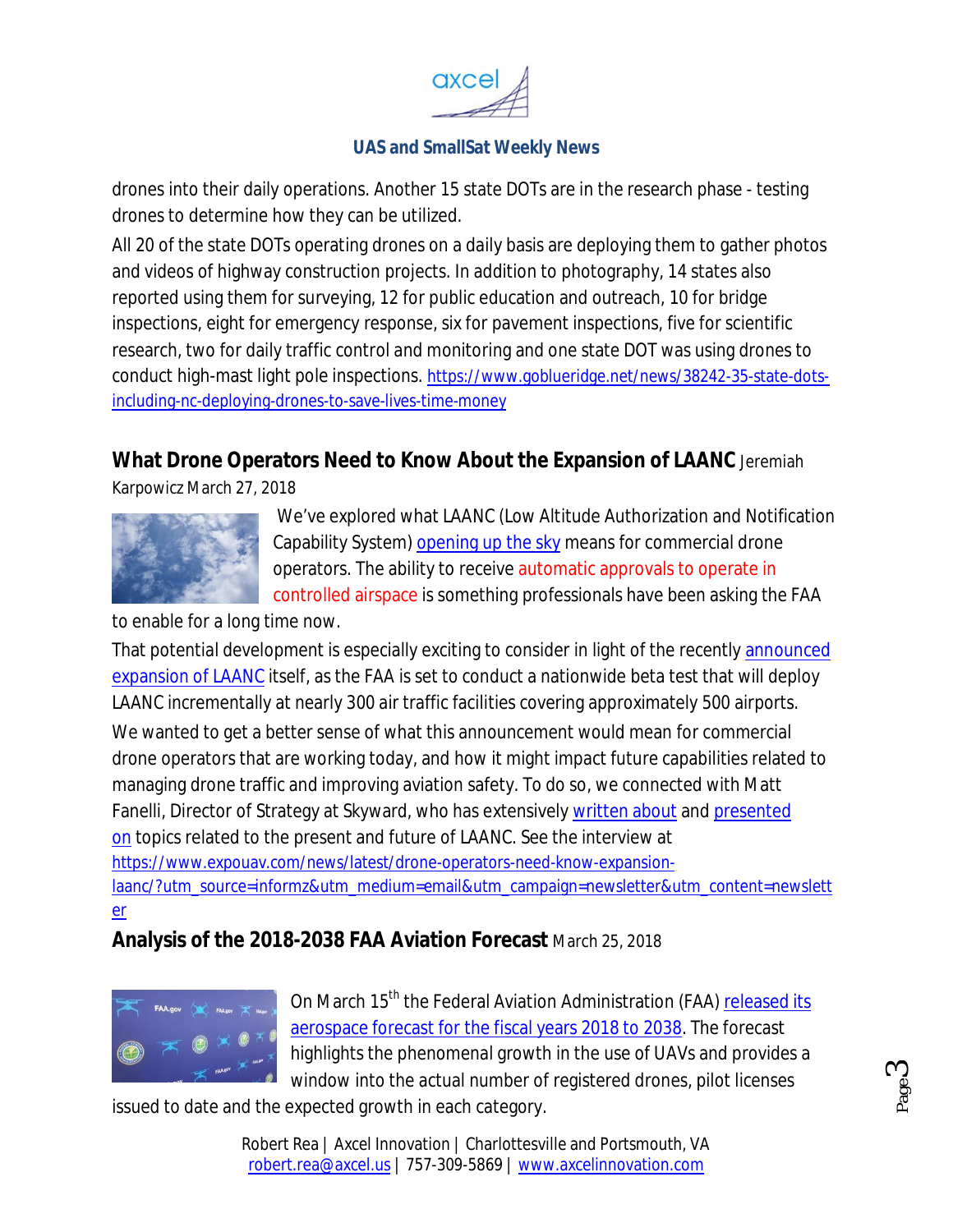drones into their daily operations. Another 15 state DOTs are in the research phase - testing drones to determine how they can be utilized.

All 20 of the state DOTs operating drones on a daily basis are deploying them to gather photos and videos of highway construction projects. In addition to photography, 14 states also reported using them for surveying, 12 for public education and outreach, 10 for bridge inspections, eight for emergency response, six for pavement inspections, five for scientific research, two for daily traffic control and monitoring and one state DOT was using drones to conduct high-mast light pole inspections. https://www.goblueridge.net/news/38242-35-state-dots-including-nc-deploying-drones-to-save-lives-time-money

## What Drone Operators Need to Know About the Expansion of LAANC

Jeremiah Karpowicz March 27, 2018

We've explored what LAANC (Low Altitude Authorization and Notification Capability System) opening up the sky means for commercial drone operators. The ability to receive automatic approvals to operate in controlled airspace is something professionals have been asking the FAA to enable for a long time now.

That potential development is especially exciting to consider in light of the recently announced expansion of LAANC itself, as the FAA is set to conduct a nationwide beta test that will deploy LAANC incrementally at nearly 300 air traffic facilities covering approximately 500 airports.

We wanted to get a better sense of what this announcement would mean for commercial drone operators that are working today, and how it might impact future capabilities related to managing drone traffic and improving aviation safety. To do so, we connected with Matt Fanelli, Director of Strategy at Skyward, who has extensively written about and presented on topics related to the present and future of LAANC. See the interview at https://www.expouav.com/news/latest/drone-operators-need-know-expansion-laanc/?utm_source=informz&utm_medium=email&utm_campaign=newsletter&utm_content=newsletter

## Analysis of the 2018-2038 FAA Aviation Forecast

March 25, 2018

On March 15th the Federal Aviation Administration (FAA) released its aerospace forecast for the fiscal years 2018 to 2038. The forecast highlights the phenomenal growth in the use of UAVs and provides a window into the actual number of registered drones, pilot licenses issued to date and the expected growth in each category.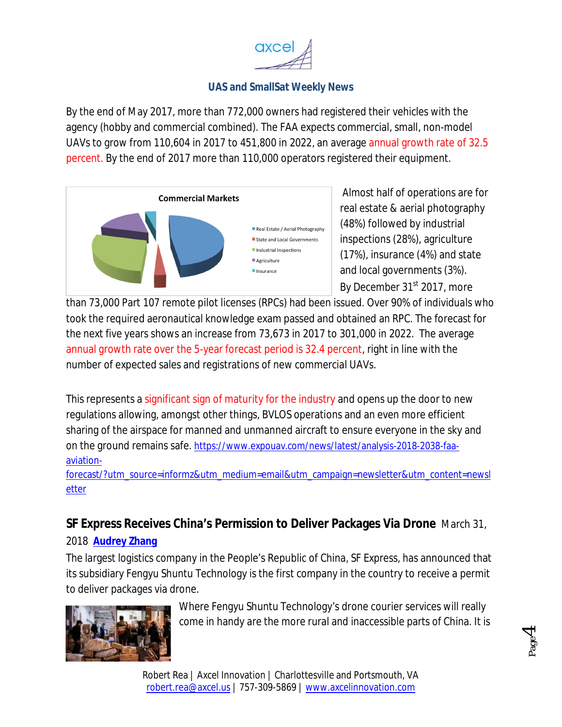By the end of May 2017, more than 772,000 owners had registered their vehicles with the agency (hobby and commercial combined). The FAA expects commercial, small, non-model UAVs to grow from 110,604 in 2017 to 451,800 in 2022, an average annual growth rate of 32.5 percent. By the end of 2017 more than 110,000 operators registered their equipment.

Almost half of operations are for real estate & aerial photography (48%) followed by industrial inspections (28%), agriculture (17%), insurance (4%) and state and local governments (3%). By December 31st 2017, more than 73,000 Part 107 remote pilot licenses (RPCs) had been issued. Over 90% of individuals who took the required aeronautical knowledge exam passed and obtained an RPC. The forecast for the next five years shows an increase from 73,673 in 2017 to 301,000 in 2022. The average annual growth rate over the 5-year forecast period is 32.4 percent, right in line with the number of expected sales and registrations of new commercial UAVs.

This represents a significant sign of maturity for the industry and opens up the door to new regulations allowing, amongst other things, BVLOS operations and an even more efficient sharing of the airspace for manned and unmanned aircraft to ensure everyone in the sky and on the ground remains safe. https://www.expouav.com/news/latest/analysis-2018-2038-faa-aviation-forecast/?utm_source=informz&utm_medium=email&utm_campaign=newsletter&utm_content=newsletter

## SF Express Receives China's Permission to Deliver Packages Via Drone

March 31, 2018 **Audrey Zhang**

The largest logistics company in the People's Republic of China, SF Express, has announced that its subsidiary Fengyu Shuntu Technology is the first company in the country to receive a permit to deliver packages via drone.

Where Fengyu Shuntu Technology's drone courier services will really come in handy are the more rural and inaccessible parts of China. It is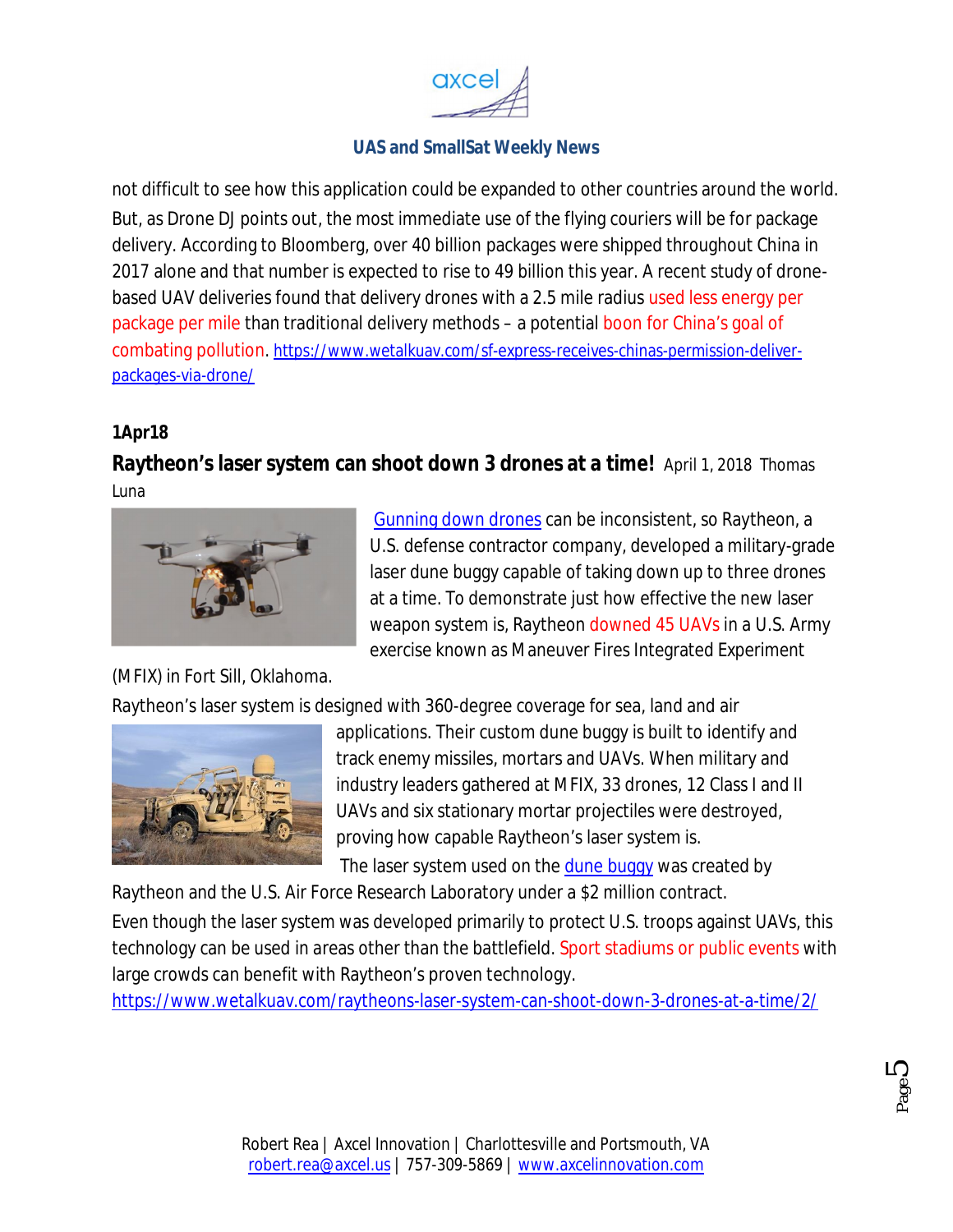not difficult to see how this application could be expanded to other countries around the world. But, as Drone DJ points out, the most immediate use of the flying couriers will be for package delivery. According to Bloomberg, over 40 billion packages were shipped throughout China in 2017 alone and that number is expected to rise to 49 billion this year. A recent study of drone-based UAV deliveries found that delivery drones with a 2.5 mile radius used less energy per package per mile than traditional delivery methods – a potential boon for China's goal of combating pollution. https://www.wetalkuav.com/sf-express-receives-chinas-permission-deliver-packages-via-drone/

**1Apr18**

**Raytheon's laser system can shoot down 3 drones at a time!** April 1, 2018 Thomas Luna

Gunning down drones can be inconsistent, so Raytheon, a U.S. defense contractor company, developed a military-grade laser dune buggy capable of taking down up to three drones at a time. To demonstrate just how effective the new laser weapon system is, Raytheon downed 45 UAVs in a U.S. Army exercise known as Maneuver Fires Integrated Experiment (MFIX) in Fort Sill, Oklahoma.

Raytheon's laser system is designed with 360-degree coverage for sea, land and air applications. Their custom dune buggy is built to identify and track enemy missiles, mortars and UAVs. When military and industry leaders gathered at MFIX, 33 drones, 12 Class I and II UAVs and six stationary mortar projectiles were destroyed, proving how capable Raytheon's laser system is.

The laser system used on the dune buggy was created by Raytheon and the U.S. Air Force Research Laboratory under a $2 million contract.

Even though the laser system was developed primarily to protect U.S. troops against UAVs, this technology can be used in areas other than the battlefield. Sport stadiums or public events with large crowds can benefit with Raytheon's proven technology.

https://www.wetalkuav.com/raytheons-laser-system-can-shoot-down-3-drones-at-a-time/2/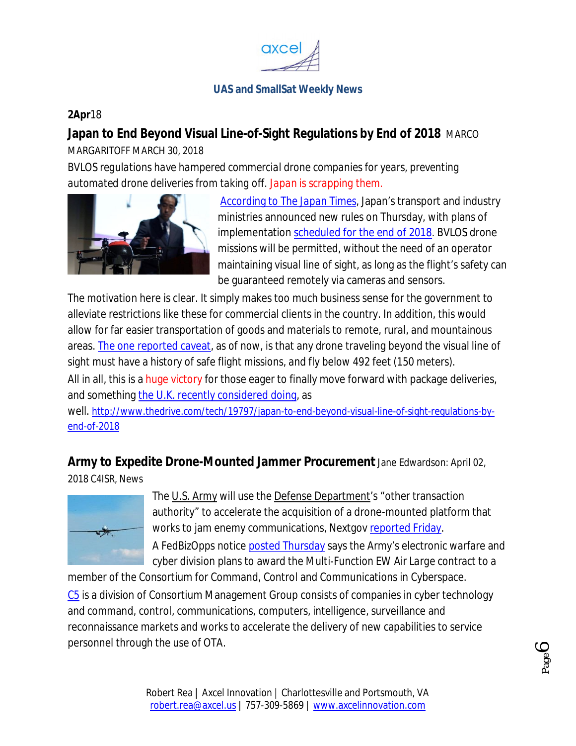**2Apr**18

**Japan to End Beyond Visual Line-of-Sight Regulations by End of 2018** MARCO MARGARITOFF MARCH 30, 2018

*BVLOS regulations have hampered commercial drone companies for years, preventing automated drone deliveries from taking off.* Japan is scrapping them.

According to The Japan Times, Japan's transport and industry ministries announced new rules on Thursday, with plans of implementation scheduled for the end of 2018. BVLOS drone missions will be permitted, without the need of an operator maintaining visual line of sight, as long as the flight's safety can be guaranteed remotely via cameras and sensors.

The motivation here is clear. It simply makes too much business sense for the government to alleviate restrictions like these for commercial clients in the country. In addition, this would allow for far easier transportation of goods and materials to remote, rural, and mountainous areas. The one reported caveat, as of now, is that any drone traveling beyond the visual line of sight must have a history of safe flight missions, and fly below 492 feet (150 meters).

All in all, this is a huge victory for those eager to finally move forward with package deliveries, and something the U.K. recently considered doing, as well. http://www.thedrive.com/tech/19797/japan-to-end-beyond-visual-line-of-sight-regulations-by-end-of-2018

**Army to Expedite Drone-Mounted Jammer Procurement** Jane Edwardson: April 02, 2018 C4ISR, News

The U.S. Army will use the Defense Department's "other transaction authority" to accelerate the acquisition of a drone-mounted platform that works to jam enemy communications, Nextgov reported Friday.

A FedBizOpps notice posted Thursday says the Army's electronic warfare and cyber division plans to award the Multi-Function EW Air Large contract to a member of the Consortium for Command, Control and Communications in Cyberspace.

C5 is a division of Consortium Management Group consists of companies in cyber technology and command, control, communications, computers, intelligence, surveillance and reconnaissance markets and works to accelerate the delivery of new capabilities to service personnel through the use of OTA.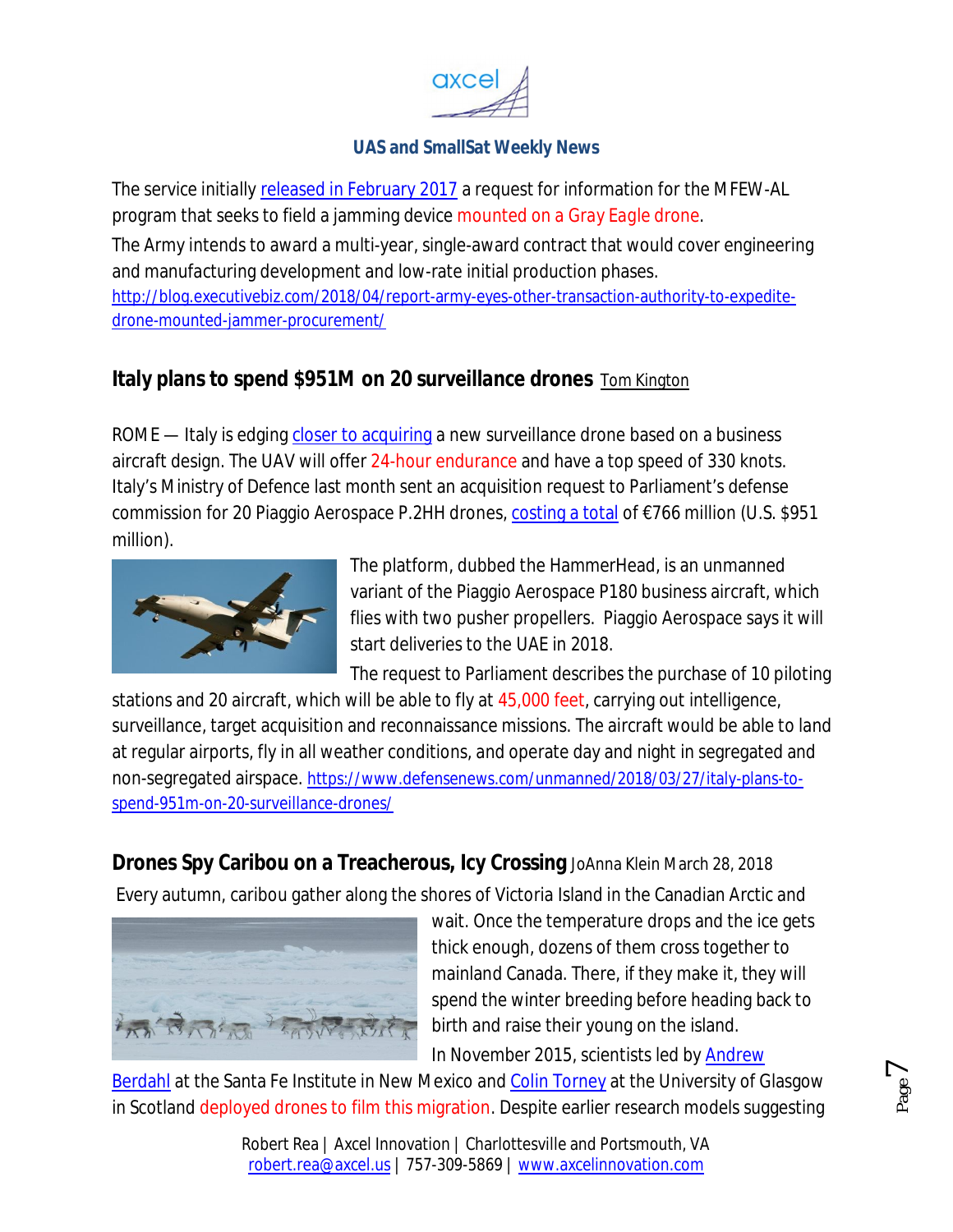The service initially released in February 2017 a request for information for the MFEW-AL program that seeks to field a jamming device mounted on a Gray Eagle drone.

The Army intends to award a multi-year, single-award contract that would cover engineering and manufacturing development and low-rate initial production phases.
http://blog.executivebiz.com/2018/04/report-army-eyes-other-transaction-authority-to-expedite-drone-mounted-jammer-procurement/

## Italy plans to spend $951M on 20 surveillance drones

Tom Kington

ROME — Italy is edging closer to acquiring a new surveillance drone based on a business aircraft design. The UAV will offer 24-hour endurance and have a top speed of 330 knots. Italy's Ministry of Defence last month sent an acquisition request to Parliament's defense commission for 20 Piaggio Aerospace P.2HH drones, costing a total of €766 million (U.S. $951 million).

The platform, dubbed the HammerHead, is an unmanned variant of the Piaggio Aerospace P180 business aircraft, which flies with two pusher propellers. Piaggio Aerospace says it will start deliveries to the UAE in 2018.

The request to Parliament describes the purchase of 10 piloting stations and 20 aircraft, which will be able to fly at 45,000 feet, carrying out intelligence, surveillance, target acquisition and reconnaissance missions. The aircraft would be able to land at regular airports, fly in all weather conditions, and operate day and night in segregated and non-segregated airspace. https://www.defensenews.com/unmanned/2018/03/27/italy-plans-to-spend-951m-on-20-surveillance-drones/

## Drones Spy Caribou on a Treacherous, Icy Crossing

JoAnna Klein March 28, 2018

Every autumn, caribou gather along the shores of Victoria Island in the Canadian Arctic and wait. Once the temperature drops and the ice gets thick enough, dozens of them cross together to mainland Canada. There, if they make it, they will spend the winter breeding before heading back to birth and raise their young on the island.

In November 2015, scientists led by Andrew Berdahl at the Santa Fe Institute in New Mexico and Colin Torney at the University of Glasgow in Scotland deployed drones to film this migration. Despite earlier research models suggesting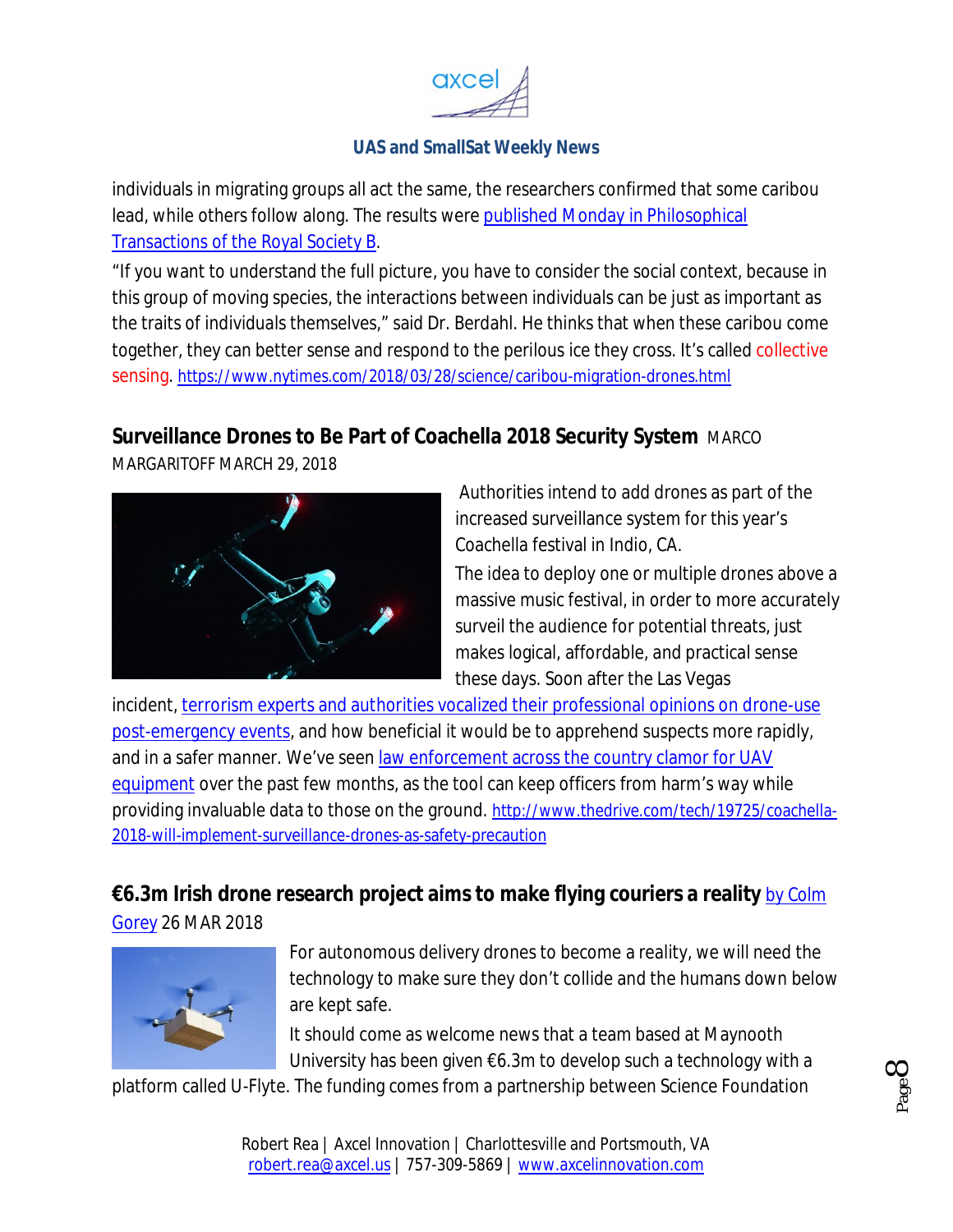individuals in migrating groups all act the same, the researchers confirmed that some caribou lead, while others follow along. The results were [published Monday in Philosophical Transactions of the Royal Society B](#).

"If you want to understand the full picture, you have to consider the social context, because in this group of moving species, the interactions between individuals can be just as important as the traits of individuals themselves," said Dr. Berdahl. He thinks that when these caribou come together, they can better sense and respond to the perilous ice they cross. It's called collective sensing. https://www.nytimes.com/2018/03/28/science/caribou-migration-drones.html

## Surveillance Drones to Be Part of Coachella 2018 Security System

MARCO MARGARITOFF MARCH 29, 2018

Authorities intend to add drones as part of the increased surveillance system for this year's Coachella festival in Indio, CA.

The idea to deploy one or multiple drones above a massive music festival, in order to more accurately surveil the audience for potential threats, just makes logical, affordable, and practical sense these days. Soon after the Las Vegas incident, [terrorism experts and authorities vocalized their professional opinions on drone-use post-emergency events](#), and how beneficial it would be to apprehend suspects more rapidly, and in a safer manner. We've seen [law enforcement across the country clamor for UAV equipment](#) over the past few months, as the tool can keep officers from harm's way while providing invaluable data to those on the ground. http://www.thedrive.com/tech/19725/coachella-2018-will-implement-surveillance-drones-as-safety-precaution

## €6.3m Irish drone research project aims to make flying couriers a reality

[by Colm Gorey](#) 26 MAR 2018

For autonomous delivery drones to become a reality, we will need the technology to make sure they don't collide and the humans down below are kept safe.

It should come as welcome news that a team based at Maynooth University has been given €6.3m to develop such a technology with a platform called U-Flyte. The funding comes from a partnership between Science Foundation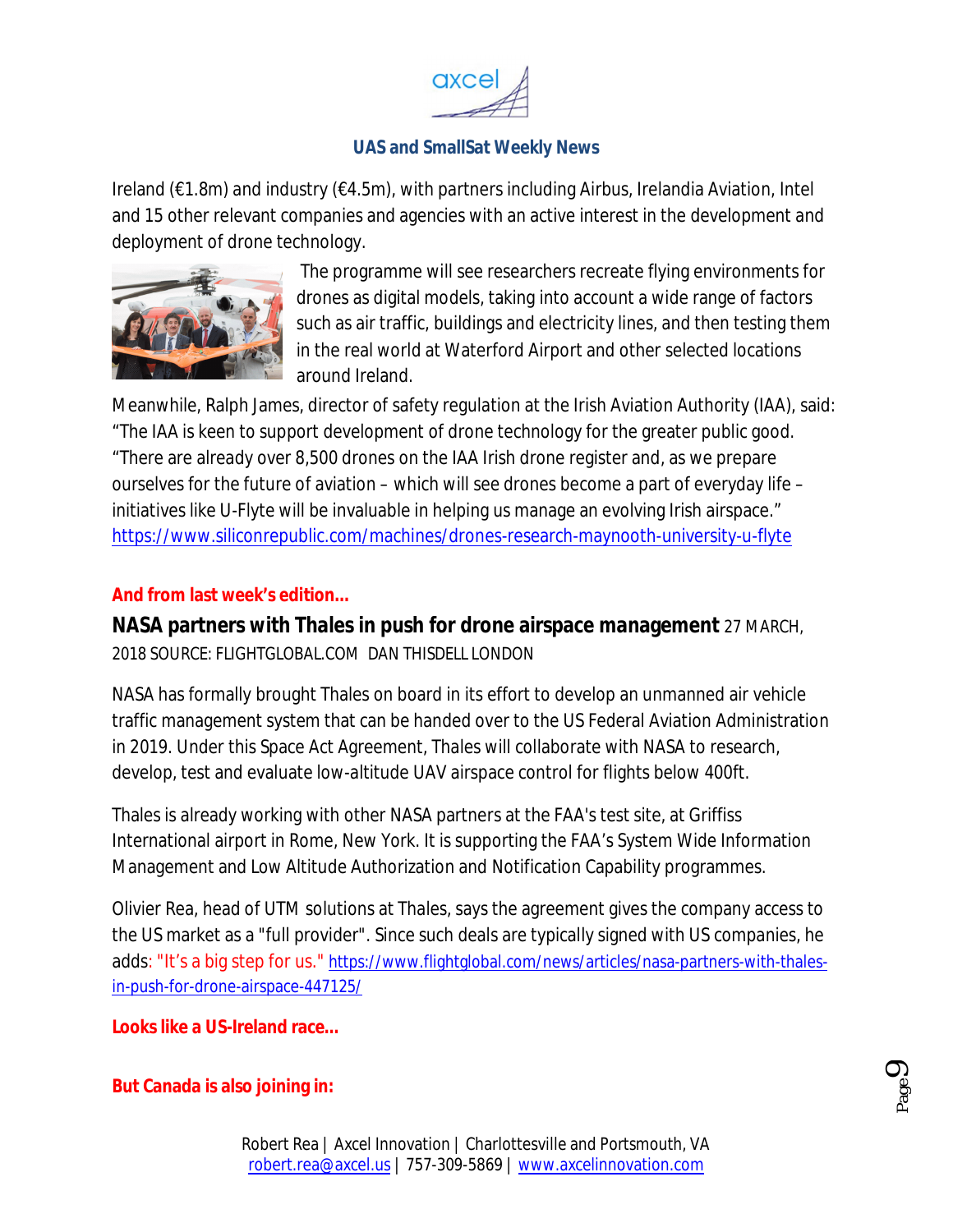Ireland (€1.8m) and industry (€4.5m), with partners including Airbus, Irelandia Aviation, Intel and 15 other relevant companies and agencies with an active interest in the development and deployment of drone technology.

The programme will see researchers recreate flying environments for drones as digital models, taking into account a wide range of factors such as air traffic, buildings and electricity lines, and then testing them in the real world at Waterford Airport and other selected locations around Ireland.

Meanwhile, Ralph James, director of safety regulation at the Irish Aviation Authority (IAA), said: "The IAA is keen to support development of drone technology for the greater public good. "There are already over 8,500 drones on the IAA Irish drone register and, as we prepare ourselves for the future of aviation – which will see drones become a part of everyday life – initiatives like U-Flyte will be invaluable in helping us manage an evolving Irish airspace."
https://www.siliconrepublic.com/machines/drones-research-maynooth-university-u-flyte

**And from last week's edition…**

**NASA partners with Thales in push for drone airspace management** 27 MARCH, 2018 SOURCE: FLIGHTGLOBAL.COM DAN THISDELL LONDON

NASA has formally brought Thales on board in its effort to develop an unmanned air vehicle traffic management system that can be handed over to the US Federal Aviation Administration in 2019. Under this Space Act Agreement, Thales will collaborate with NASA to research, develop, test and evaluate low-altitude UAV airspace control for flights below 400ft.

Thales is already working with other NASA partners at the FAA's test site, at Griffiss International airport in Rome, New York. It is supporting the FAA's System Wide Information Management and Low Altitude Authorization and Notification Capability programmes.

Olivier Rea, head of UTM solutions at Thales, says the agreement gives the company access to the US market as a "full provider". Since such deals are typically signed with US companies, he adds: "It's a big step for us." https://www.flightglobal.com/news/articles/nasa-partners-with-thales-in-push-for-drone-airspace-447125/

**Looks like a US-Ireland race…**

**But Canada is also joining in:**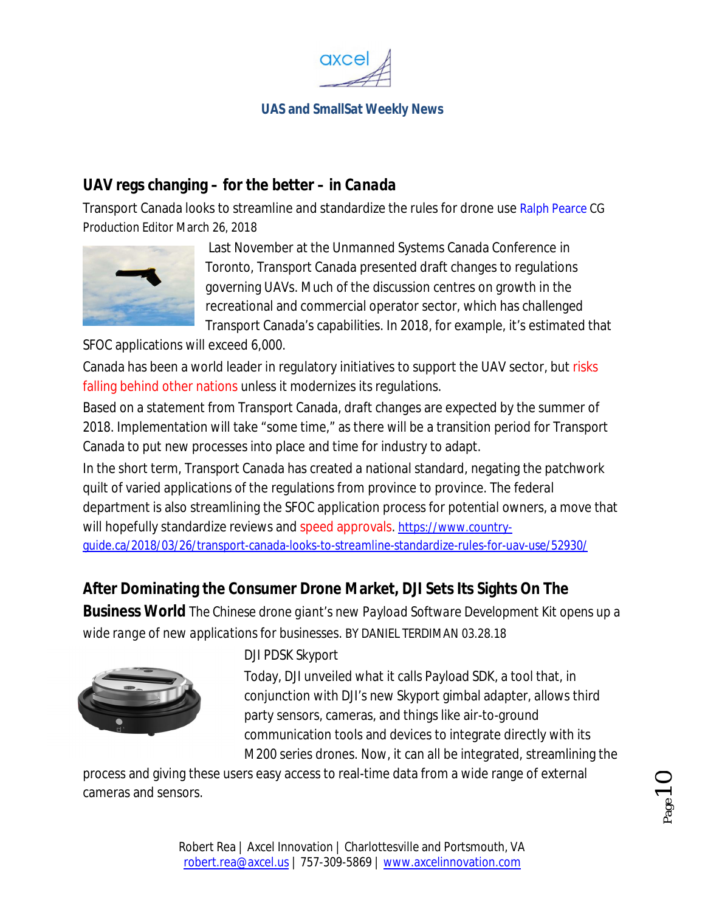## UAV regs changing – for the better – in Canada

Transport Canada looks to streamline and standardize the rules for drone use Ralph Pearce CG Production Editor March 26, 2018

Last November at the Unmanned Systems Canada Conference in Toronto, Transport Canada presented draft changes to regulations governing UAVs. Much of the discussion centres on growth in the recreational and commercial operator sector, which has challenged Transport Canada's capabilities. In 2018, for example, it's estimated that SFOC applications will exceed 6,000.

Canada has been a world leader in regulatory initiatives to support the UAV sector, but risks falling behind other nations unless it modernizes its regulations.

Based on a statement from Transport Canada, draft changes are expected by the summer of 2018. Implementation will take "some time," as there will be a transition period for Transport Canada to put new processes into place and time for industry to adapt.

In the short term, Transport Canada has created a national standard, negating the patchwork quilt of varied applications of the regulations from province to province. The federal department is also streamlining the SFOC application process for potential owners, a move that will hopefully standardize reviews and speed approvals. https://www.country-guide.ca/2018/03/26/transport-canada-looks-to-streamline-standardize-rules-for-uav-use/52930/

## After Dominating the Consumer Drone Market, DJI Sets Its Sights On The Business World

The Chinese drone giant's new Payload Software Development Kit opens up a wide range of new applications for businesses. BY DANIEL TERDIMAN 03.28.18

DJI PDSK Skyport

Today, DJI unveiled what it calls Payload SDK, a tool that, in conjunction with DJI's new Skyport gimbal adapter, allows third party sensors, cameras, and things like air-to-ground communication tools and devices to integrate directly with its M200 series drones. Now, it can all be integrated, streamlining the process and giving these users easy access to real-time data from a wide range of external cameras and sensors.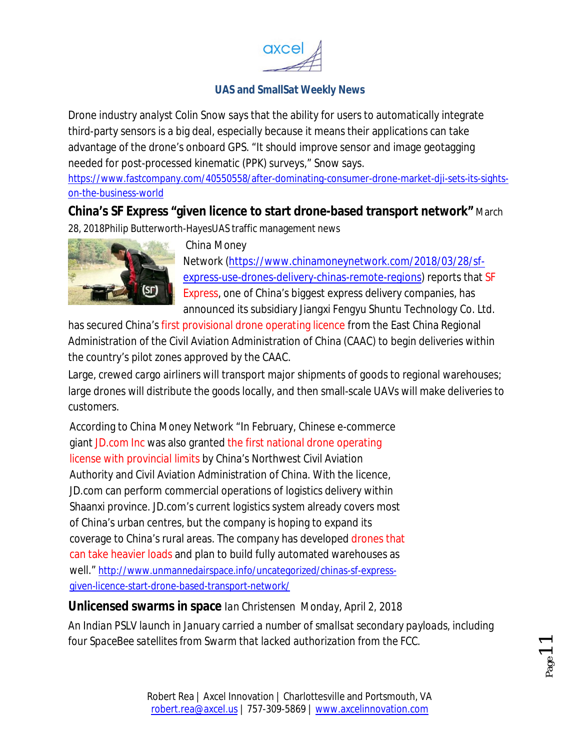Drone industry analyst Colin Snow says that the ability for users to automatically integrate third-party sensors is a big deal, especially because it means their applications can take advantage of the drone's onboard GPS. "It should improve sensor and image geotagging needed for post-processed kinematic (PPK) surveys," Snow says.
https://www.fastcompany.com/40550558/after-dominating-consumer-drone-market-dji-sets-its-sights-on-the-business-world

**China's SF Express "given licence to start drone-based transport network"** March 28, 2018Philip Butterworth-HayesUAS traffic management news

China Money Network (https://www.chinamoneynetwork.com/2018/03/28/sf-express-use-drones-delivery-chinas-remote-regions) reports that SF Express, one of China's biggest express delivery companies, has announced its subsidiary Jiangxi Fengyu Shuntu Technology Co. Ltd. has secured China's first provisional drone operating licence from the East China Regional Administration of the Civil Aviation Administration of China (CAAC) to begin deliveries within the country's pilot zones approved by the CAAC.

Large, crewed cargo airliners will transport major shipments of goods to regional warehouses; large drones will distribute the goods locally, and then small-scale UAVs will make deliveries to customers.

According to China Money Network "In February, Chinese e-commerce giant JD.com Inc was also granted the first national drone operating license with provincial limits by China's Northwest Civil Aviation Authority and Civil Aviation Administration of China. With the licence, JD.com can perform commercial operations of logistics delivery within Shaanxi province. JD.com's current logistics system already covers most of China's urban centres, but the company is hoping to expand its coverage to China's rural areas. The company has developed drones that can take heavier loads and plan to build fully automated warehouses as well." http://www.unmannedairspace.info/uncategorized/chinas-sf-express-given-licence-start-drone-based-transport-network/

**Unlicensed swarms in space** Ian Christensen Monday, April 2, 2018

*An Indian PSLV launch in January carried a number of smallsat secondary payloads, including four SpaceBee satellites from Swarm that lacked authorization from the FCC.*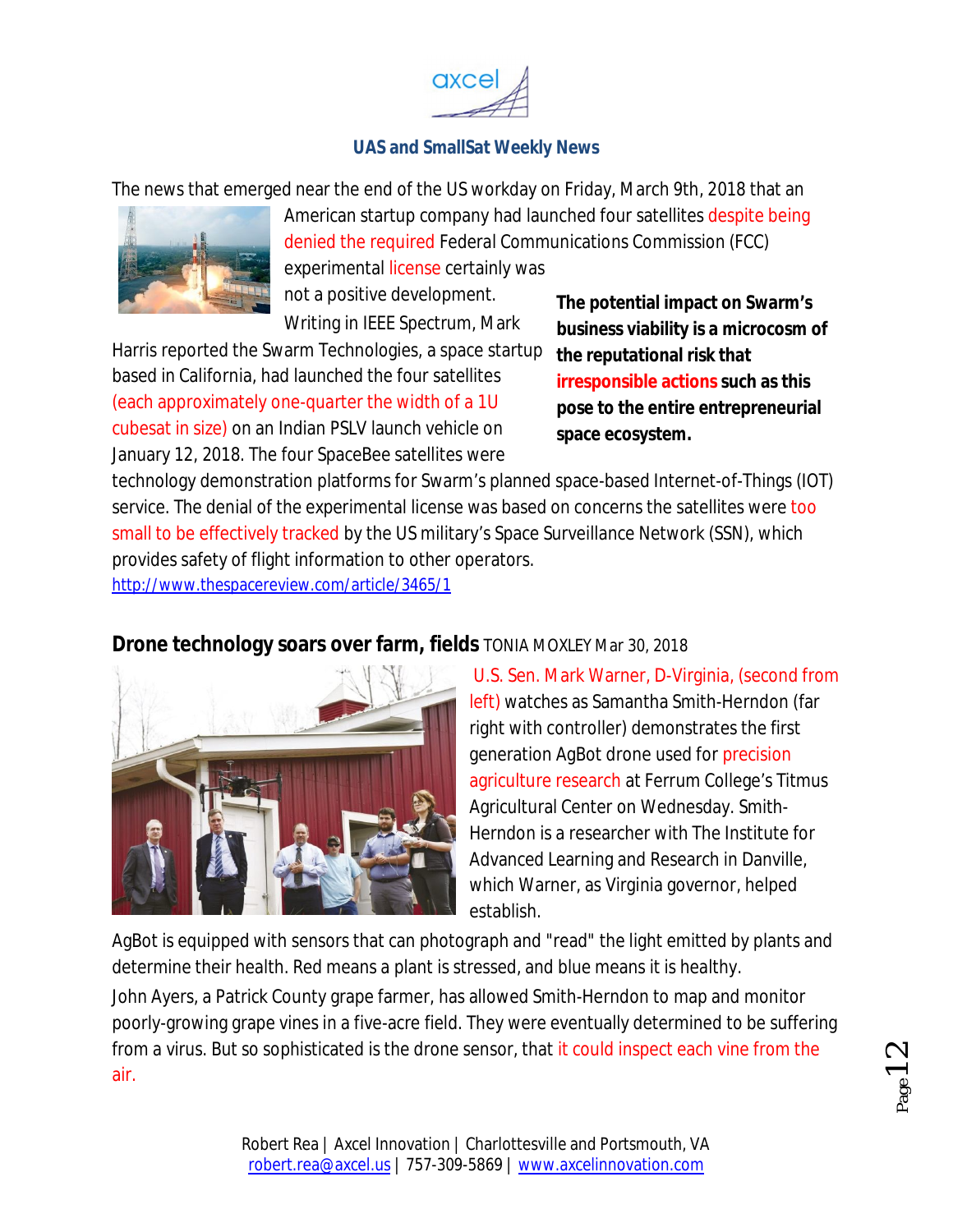The news that emerged near the end of the US workday on Friday, March 9th, 2018 that an American startup company had launched four satellites despite being denied the required Federal Communications Commission (FCC) experimental license certainly was not a positive development. Writing in IEEE Spectrum, Mark Harris reported the Swarm Technologies, a space startup based in California, had launched the four satellites (each approximately one-quarter the width of a 1U cubesat in size) on an Indian PSLV launch vehicle on January 12, 2018. The four SpaceBee satellites were technology demonstration platforms for Swarm's planned space-based Internet-of-Things (IOT) service. The denial of the experimental license was based on concerns the satellites were too small to be effectively tracked by the US military's Space Surveillance Network (SSN), which provides safety of flight information to other operators.

**The potential impact on Swarm's business viability is a microcosm of the reputational risk that irresponsible actions such as this pose to the entire entrepreneurial space ecosystem.**

http://www.thespacereview.com/article/3465/1

## Drone technology soars over farm, fields

TONIA MOXLEY Mar 30, 2018

U.S. Sen. Mark Warner, D-Virginia, (second from left) watches as Samantha Smith-Herndon (far right with controller) demonstrates the first generation AgBot drone used for precision agriculture research at Ferrum College's Titmus Agricultural Center on Wednesday. Smith-Herndon is a researcher with The Institute for Advanced Learning and Research in Danville, which Warner, as Virginia governor, helped establish.

AgBot is equipped with sensors that can photograph and "read" the light emitted by plants and determine their health. Red means a plant is stressed, and blue means it is healthy.

John Ayers, a Patrick County grape farmer, has allowed Smith-Herndon to map and monitor poorly-growing grape vines in a five-acre field. They were eventually determined to be suffering from a virus. But so sophisticated is the drone sensor, that it could inspect each vine from the air.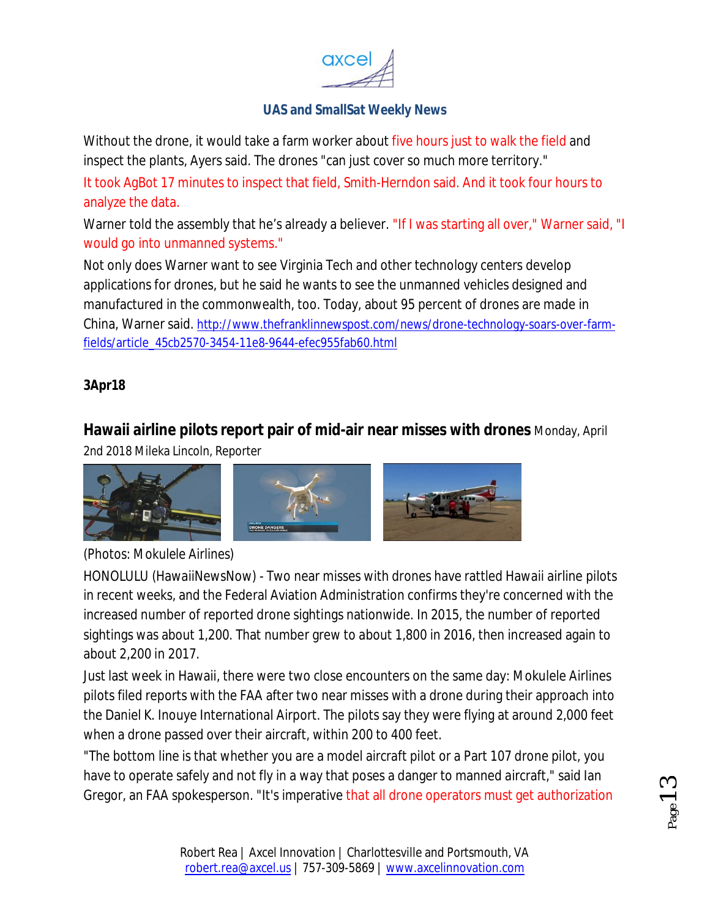Without the drone, it would take a farm worker about five hours just to walk the field and inspect the plants, Ayers said. The drones "can just cover so much more territory."

It took AgBot 17 minutes to inspect that field, Smith-Herndon said. And it took four hours to analyze the data.

Warner told the assembly that he's already a believer. "If I was starting all over," Warner said, "I would go into unmanned systems."

Not only does Warner want to see Virginia Tech and other technology centers develop applications for drones, but he said he wants to see the unmanned vehicles designed and manufactured in the commonwealth, too. Today, about 95 percent of drones are made in China, Warner said. http://www.thefranklinnewspost.com/news/drone-technology-soars-over-farm-fields/article_45cb2570-3454-11e8-9644-efec955fab60.html

**3Apr18**

**Hawaii airline pilots report pair of mid-air near misses with drones** Monday, April 2nd 2018 Mileka Lincoln, Reporter

(Photos: Mokulele Airlines)

HONOLULU (HawaiiNewsNow) - Two near misses with drones have rattled Hawaii airline pilots in recent weeks, and the Federal Aviation Administration confirms they're concerned with the increased number of reported drone sightings nationwide. In 2015, the number of reported sightings was about 1,200. That number grew to about 1,800 in 2016, then increased again to about 2,200 in 2017.

Just last week in Hawaii, there were two close encounters on the same day: Mokulele Airlines pilots filed reports with the FAA after two near misses with a drone during their approach into the Daniel K. Inouye International Airport. The pilots say they were flying at around 2,000 feet when a drone passed over their aircraft, within 200 to 400 feet.

"The bottom line is that whether you are a model aircraft pilot or a Part 107 drone pilot, you have to operate safely and not fly in a way that poses a danger to manned aircraft," said Ian Gregor, an FAA spokesperson. "It's imperative that all drone operators must get authorization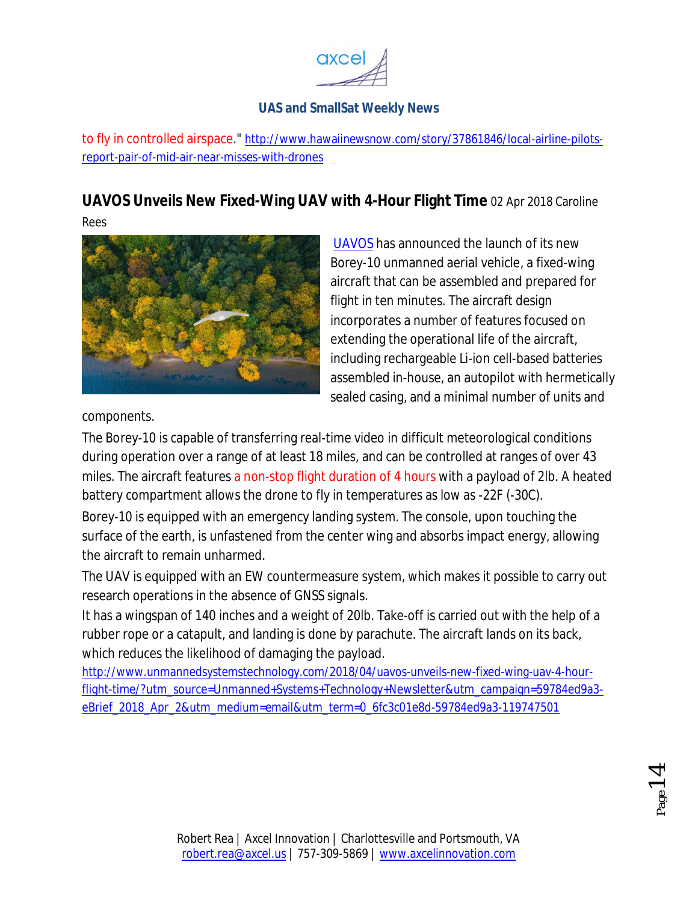to fly in controlled airspace." http://www.hawaiinewsnow.com/story/37861846/local-airline-pilots-report-pair-of-mid-air-near-misses-with-drones

**UAVOS Unveils New Fixed-Wing UAV with 4-Hour Flight Time** 02 Apr 2018 Caroline Rees

UAVOS has announced the launch of its new Borey-10 unmanned aerial vehicle, a fixed-wing aircraft that can be assembled and prepared for flight in ten minutes. The aircraft design incorporates a number of features focused on extending the operational life of the aircraft, including rechargeable Li-ion cell-based batteries assembled in-house, an autopilot with hermetically sealed casing, and a minimal number of units and components.

The Borey-10 is capable of transferring real-time video in difficult meteorological conditions during operation over a range of at least 18 miles, and can be controlled at ranges of over 43 miles. The aircraft features a non-stop flight duration of 4 hours with a payload of 2lb. A heated battery compartment allows the drone to fly in temperatures as low as -22F (-30C).

Borey-10 is equipped with an emergency landing system. The console, upon touching the surface of the earth, is unfastened from the center wing and absorbs impact energy, allowing the aircraft to remain unharmed.

The UAV is equipped with an EW countermeasure system, which makes it possible to carry out research operations in the absence of GNSS signals.

It has a wingspan of 140 inches and a weight of 20lb. Take-off is carried out with the help of a rubber rope or a catapult, and landing is done by parachute. The aircraft lands on its back, which reduces the likelihood of damaging the payload.

http://www.unmannedsystemstechnology.com/2018/04/uavos-unveils-new-fixed-wing-uav-4-hour-flight-time/?utm_source=Unmanned+Systems+Technology+Newsletter&utm_campaign=59784ed9a3-eBrief_2018_Apr_2&utm_medium=email&utm_term=0_6fc3c01e8d-59784ed9a3-119747501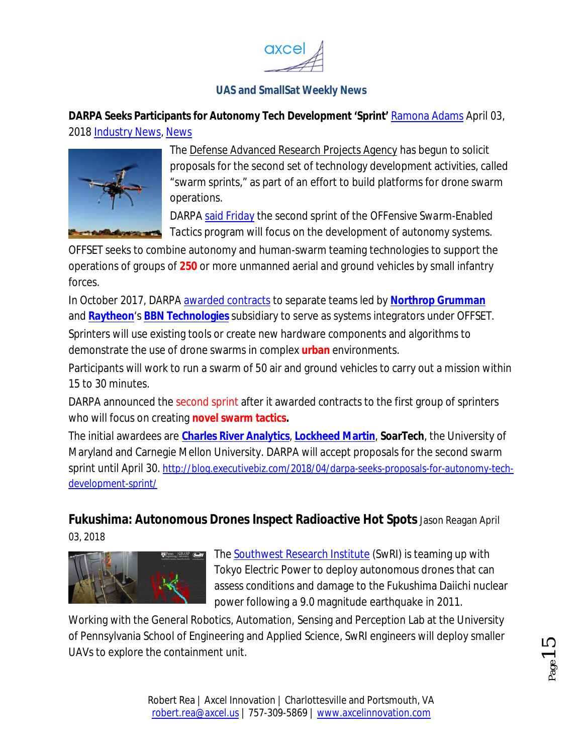## UAS and SmallSat Weekly News

**DARPA Seeks Participants for Autonomy Tech Development 'Sprint'** Ramona Adams April 03, 2018 Industry News, News

The Defense Advanced Research Projects Agency has begun to solicit proposals for the second set of technology development activities, called "swarm sprints," as part of an effort to build platforms for drone swarm operations.

DARPA said Friday the second sprint of the OFFensive Swarm-Enabled Tactics program will focus on the development of autonomy systems.

OFFSET seeks to combine autonomy and human-swarm teaming technologies to support the operations of groups of **250** or more unmanned aerial and ground vehicles by small infantry forces.

In October 2017, DARPA awarded contracts to separate teams led by **Northrop Grumman** and **Raytheon**'s **BBN Technologies** subsidiary to serve as systems integrators under OFFSET.

Sprinters will use existing tools or create new hardware components and algorithms to demonstrate the use of drone swarms in complex **urban** environments.

Participants will work to run a swarm of 50 air and ground vehicles to carry out a mission within 15 to 30 minutes.

DARPA announced the second sprint after it awarded contracts to the first group of sprinters who will focus on creating **novel swarm tactics.**

The initial awardees are **Charles River Analytics**, **Lockheed Martin**, **SoarTech**, the University of Maryland and Carnegie Mellon University. DARPA will accept proposals for the second swarm sprint until April 30. http://blog.executivebiz.com/2018/04/darpa-seeks-proposals-for-autonomy-tech-development-sprint/

**Fukushima: Autonomous Drones Inspect Radioactive Hot Spots** Jason Reagan April 03, 2018

The Southwest Research Institute (SwRI) is teaming up with Tokyo Electric Power to deploy autonomous drones that can assess conditions and damage to the Fukushima Daiichi nuclear power following a 9.0 magnitude earthquake in 2011.

Working with the General Robotics, Automation, Sensing and Perception Lab at the University of Pennsylvania School of Engineering and Applied Science, SwRI engineers will deploy smaller UAVs to explore the containment unit.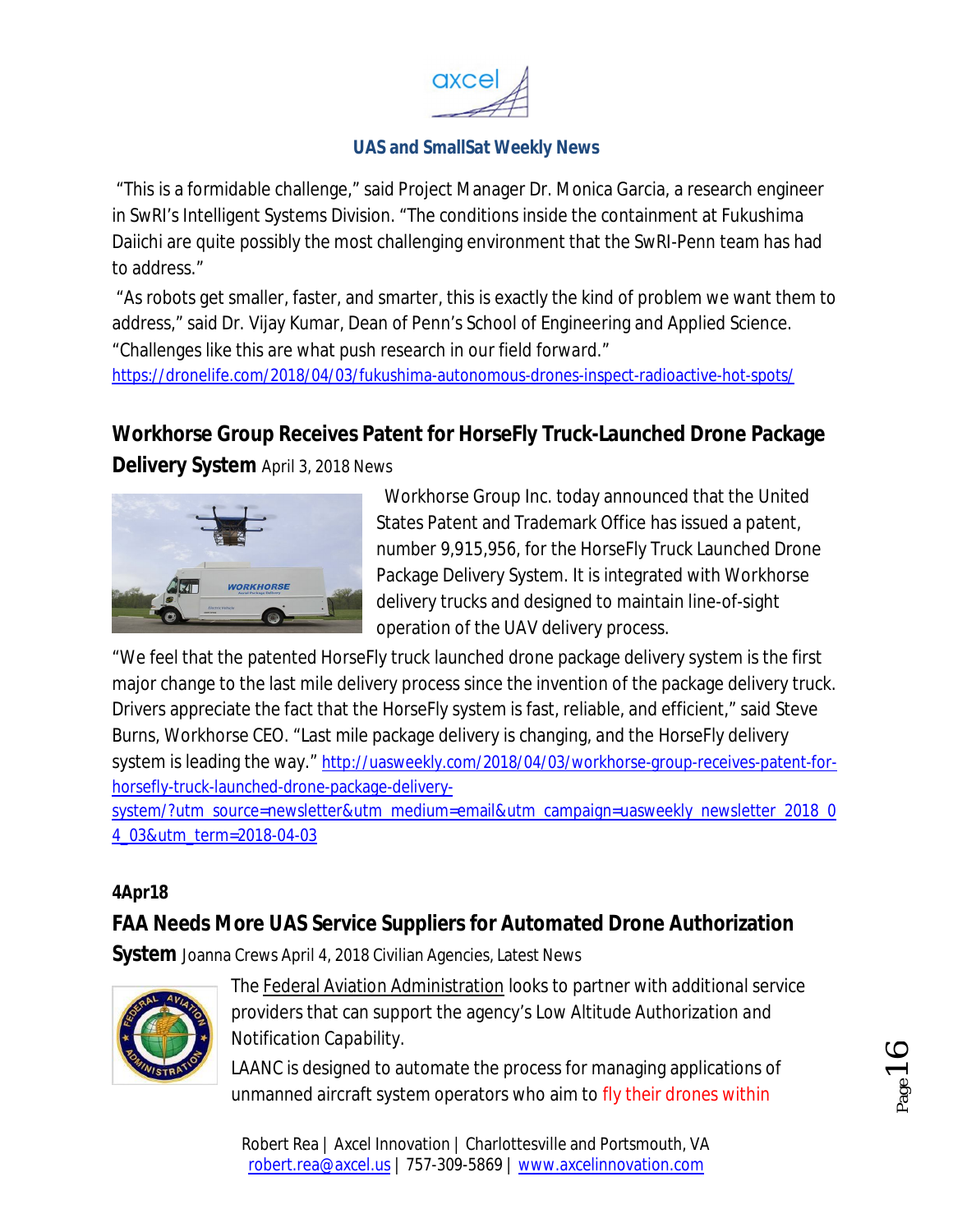"This is a formidable challenge," said Project Manager Dr. Monica Garcia, a research engineer in SwRI's Intelligent Systems Division. "The conditions inside the containment at Fukushima Daiichi are quite possibly the most challenging environment that the SwRI-Penn team has had to address."

"As robots get smaller, faster, and smarter, this is exactly the kind of problem we want them to address," said Dr. Vijay Kumar, Dean of Penn's School of Engineering and Applied Science. "Challenges like this are what push research in our field forward."
https://dronelife.com/2018/04/03/fukushima-autonomous-drones-inspect-radioactive-hot-spots/

## Workhorse Group Receives Patent for HorseFly Truck-Launched Drone Package Delivery System April 3, 2018 News

Workhorse Group Inc. today announced that the United States Patent and Trademark Office has issued a patent, number 9,915,956, for the HorseFly Truck Launched Drone Package Delivery System. It is integrated with Workhorse delivery trucks and designed to maintain line-of-sight operation of the UAV delivery process.

"We feel that the patented HorseFly truck launched drone package delivery system is the first major change to the last mile delivery process since the invention of the package delivery truck. Drivers appreciate the fact that the HorseFly system is fast, reliable, and efficient," said Steve Burns, Workhorse CEO. "Last mile package delivery is changing, and the HorseFly delivery system is leading the way." http://uasweekly.com/2018/04/03/workhorse-group-receives-patent-for-horsefly-truck-launched-drone-package-delivery-system/?utm_source=newsletter&utm_medium=email&utm_campaign=uasweekly_newsletter_2018_04_03&utm_term=2018-04-03

**4Apr18**

## FAA Needs More UAS Service Suppliers for Automated Drone Authorization System Joanna Crews April 4, 2018 Civilian Agencies, Latest News

The Federal Aviation Administration looks to partner with additional service providers that can support the agency's Low Altitude Authorization and Notification Capability.

LAANC is designed to automate the process for managing applications of unmanned aircraft system operators who aim to fly their drones within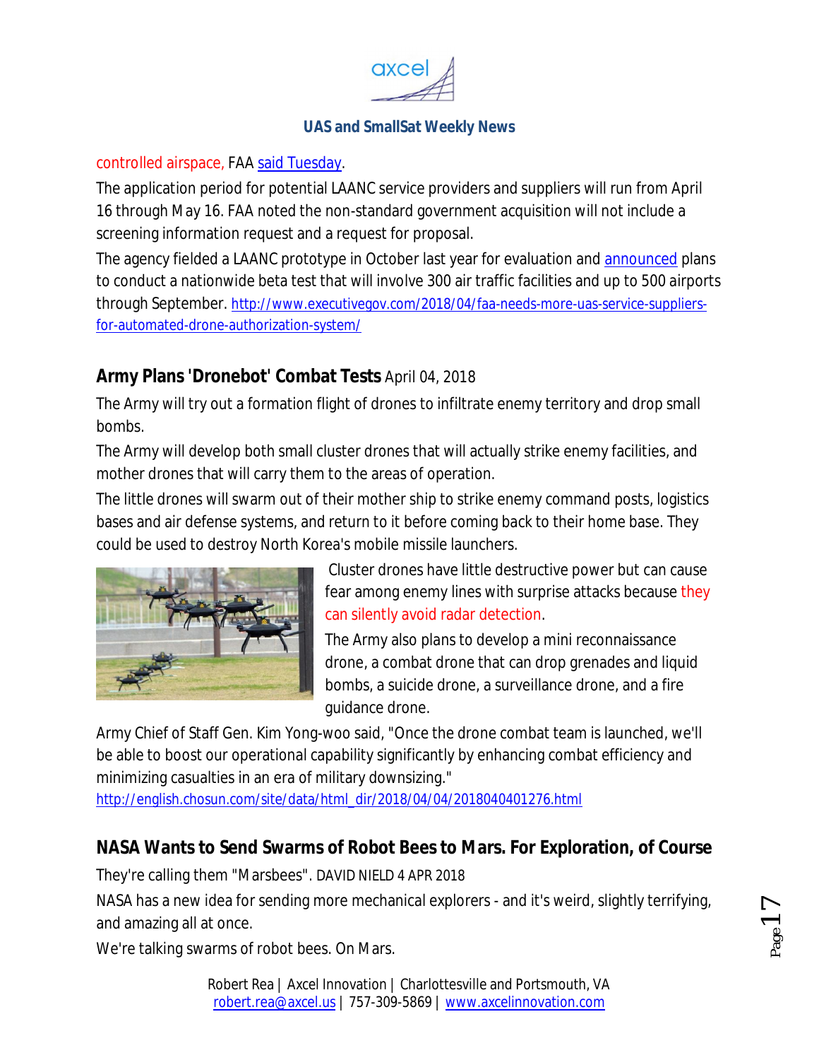controlled airspace, FAA [said Tuesday](said Tuesday).

The application period for potential LAANC service providers and suppliers will run from April 16 through May 16. FAA noted the non-standard government acquisition will not include a screening information request and a request for proposal.

The agency fielded a LAANC prototype in October last year for evaluation and announced plans to conduct a nationwide beta test that will involve 300 air traffic facilities and up to 500 airports through September. http://www.executivegov.com/2018/04/faa-needs-more-uas-service-suppliers-for-automated-drone-authorization-system/

## **Army Plans 'Dronebot' Combat Tests** April 04, 2018

The Army will try out a formation flight of drones to infiltrate enemy territory and drop small bombs.

The Army will develop both small cluster drones that will actually strike enemy facilities, and mother drones that will carry them to the areas of operation.

The little drones will swarm out of their mother ship to strike enemy command posts, logistics bases and air defense systems, and return to it before coming back to their home base. They could be used to destroy North Korea's mobile missile launchers.

Cluster drones have little destructive power but can cause fear among enemy lines with surprise attacks because they can silently avoid radar detection.

The Army also plans to develop a mini reconnaissance drone, a combat drone that can drop grenades and liquid bombs, a suicide drone, a surveillance drone, and a fire guidance drone.

Army Chief of Staff Gen. Kim Yong-woo said, "Once the drone combat team is launched, we'll be able to boost our operational capability significantly by enhancing combat efficiency and minimizing casualties in an era of military downsizing."

http://english.chosun.com/site/data/html_dir/2018/04/04/2018040401276.html

## **NASA Wants to Send Swarms of Robot Bees to Mars. For Exploration, of Course**

They're calling them "Marsbees". DAVID NIELD 4 APR 2018

NASA has a new idea for sending more mechanical explorers - and it's weird, slightly terrifying, and amazing all at once.

We're talking swarms of robot bees. On Mars.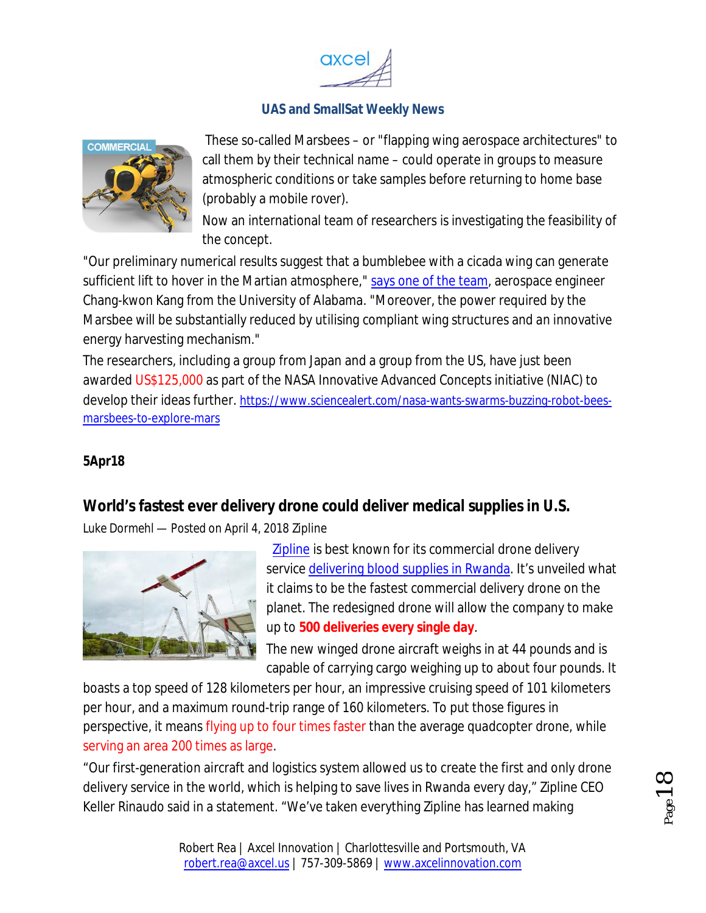These so-called Marsbees – or "flapping wing aerospace architectures" to call them by their technical name – could operate in groups to measure atmospheric conditions or take samples before returning to home base (probably a mobile rover).

Now an international team of researchers is investigating the feasibility of the concept.

"Our preliminary numerical results suggest that a bumblebee with a cicada wing can generate sufficient lift to hover in the Martian atmosphere," says one of the team, aerospace engineer Chang-kwon Kang from the University of Alabama. "Moreover, the power required by the Marsbee will be substantially reduced by utilising compliant wing structures and an innovative energy harvesting mechanism."

The researchers, including a group from Japan and a group from the US, have just been awarded US$125,000 as part of the NASA Innovative Advanced Concepts initiative (NIAC) to develop their ideas further. https://www.sciencealert.com/nasa-wants-swarms-buzzing-robot-bees-marsbees-to-explore-mars

**5Apr18**

## World's fastest ever delivery drone could deliver medical supplies in U.S.

Luke Dormehl — Posted on April 4, 2018 Zipline

Zipline is best known for its commercial drone delivery service delivering blood supplies in Rwanda. It's unveiled what it claims to be the fastest commercial delivery drone on the planet. The redesigned drone will allow the company to make up to **500 deliveries every single day**.

The new winged drone aircraft weighs in at 44 pounds and is capable of carrying cargo weighing up to about four pounds. It boasts a top speed of 128 kilometers per hour, an impressive cruising speed of 101 kilometers per hour, and a maximum round-trip range of 160 kilometers. To put those figures in perspective, it means flying up to four times faster than the average quadcopter drone, while serving an area 200 times as large.

"Our first-generation aircraft and logistics system allowed us to create the first and only drone delivery service in the world, which is helping to save lives in Rwanda every day," Zipline CEO Keller Rinaudo said in a statement. "We've taken everything Zipline has learned making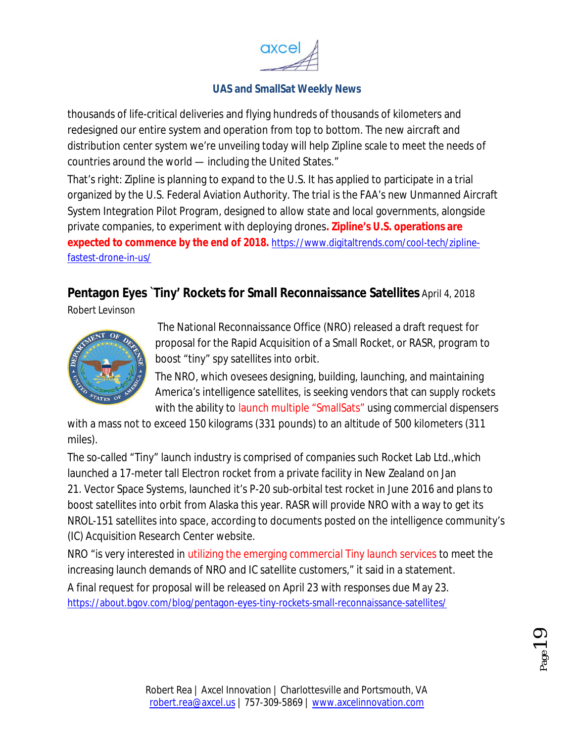thousands of life-critical deliveries and flying hundreds of thousands of kilometers and redesigned our entire system and operation from top to bottom. The new aircraft and distribution center system we're unveiling today will help Zipline scale to meet the needs of countries around the world — including the United States."

That's right: Zipline is planning to expand to the U.S. It has applied to participate in a trial organized by the U.S. Federal Aviation Authority. The trial is the FAA's new Unmanned Aircraft System Integration Pilot Program, designed to allow state and local governments, alongside private companies, to experiment with deploying drones**. Zipline's U.S. operations are expected to commence by the end of 2018.** https://www.digitaltrends.com/cool-tech/zipline-fastest-drone-in-us/

## Pentagon Eyes `Tiny' Rockets for Small Reconnaissance Satellites April 4, 2018

Robert Levinson

The National Reconnaissance Office (NRO) released a draft request for proposal for the Rapid Acquisition of a Small Rocket, or RASR, program to boost "tiny" spy satellites into orbit.

The NRO, which ovesees designing, building, launching, and maintaining America's intelligence satellites, is seeking vendors that can supply rockets with the ability to launch multiple "SmallSats" using commercial dispensers with a mass not to exceed 150 kilograms (331 pounds) to an altitude of 500 kilometers (311 miles).

The so-called "Tiny" launch industry is comprised of companies such Rocket Lab Ltd.,which launched a 17-meter tall Electron rocket from a private facility in New Zealand on Jan 21. Vector Space Systems, launched it's P-20 sub-orbital test rocket in June 2016 and plans to boost satellites into orbit from Alaska this year. RASR will provide NRO with a way to get its NROL-151 satellites into space, according to documents posted on the intelligence community's (IC) Acquisition Research Center website.

NRO "is very interested in utilizing the emerging commercial Tiny launch services to meet the increasing launch demands of NRO and IC satellite customers," it said in a statement.

A final request for proposal will be released on April 23 with responses due May 23.
https://about.bgov.com/blog/pentagon-eyes-tiny-rockets-small-reconnaissance-satellites/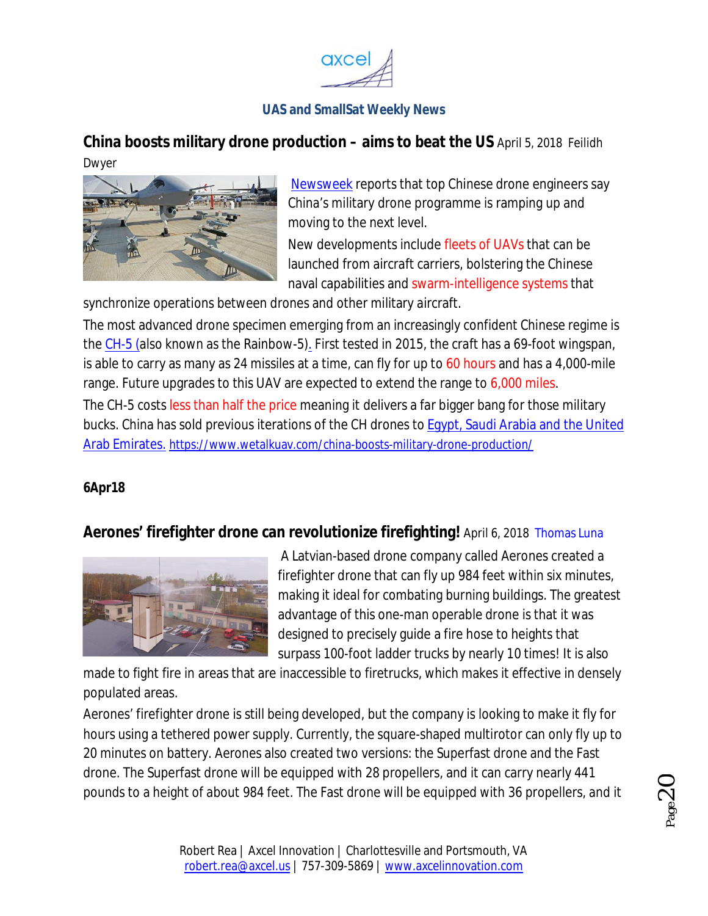## China boosts military drone production – aims to beat the US April 5, 2018 Feilidh Dwyer

Newsweek reports that top Chinese drone engineers say China's military drone programme is ramping up and moving to the next level.

New developments include fleets of UAVs that can be launched from aircraft carriers, bolstering the Chinese naval capabilities and swarm-intelligence systems that synchronize operations between drones and other military aircraft.

The most advanced drone specimen emerging from an increasingly confident Chinese regime is the CH-5 (also known as the Rainbow-5). First tested in 2015, the craft has a 69-foot wingspan, is able to carry as many as 24 missiles at a time, can fly for up to 60 hours and has a 4,000-mile range. Future upgrades to this UAV are expected to extend the range to 6,000 miles.

The CH-5 costs less than half the price meaning it delivers a far bigger bang for those military bucks. China has sold previous iterations of the CH drones to Egypt, Saudi Arabia and the United Arab Emirates. https://www.wetalkuav.com/china-boosts-military-drone-production/

**6Apr18**

## Aerones' firefighter drone can revolutionize firefighting! April 6, 2018 Thomas Luna

A Latvian-based drone company called Aerones created a firefighter drone that can fly up 984 feet within six minutes, making it ideal for combating burning buildings. The greatest advantage of this one-man operable drone is that it was designed to precisely guide a fire hose to heights that surpass 100-foot ladder trucks by nearly 10 times! It is also made to fight fire in areas that are inaccessible to firetrucks, which makes it effective in densely populated areas.

Aerones' firefighter drone is still being developed, but the company is looking to make it fly for hours using a tethered power supply. Currently, the square-shaped multirotor can only fly up to 20 minutes on battery. Aerones also created two versions: the Superfast drone and the Fast drone. The Superfast drone will be equipped with 28 propellers, and it can carry nearly 441 pounds to a height of about 984 feet. The Fast drone will be equipped with 36 propellers, and it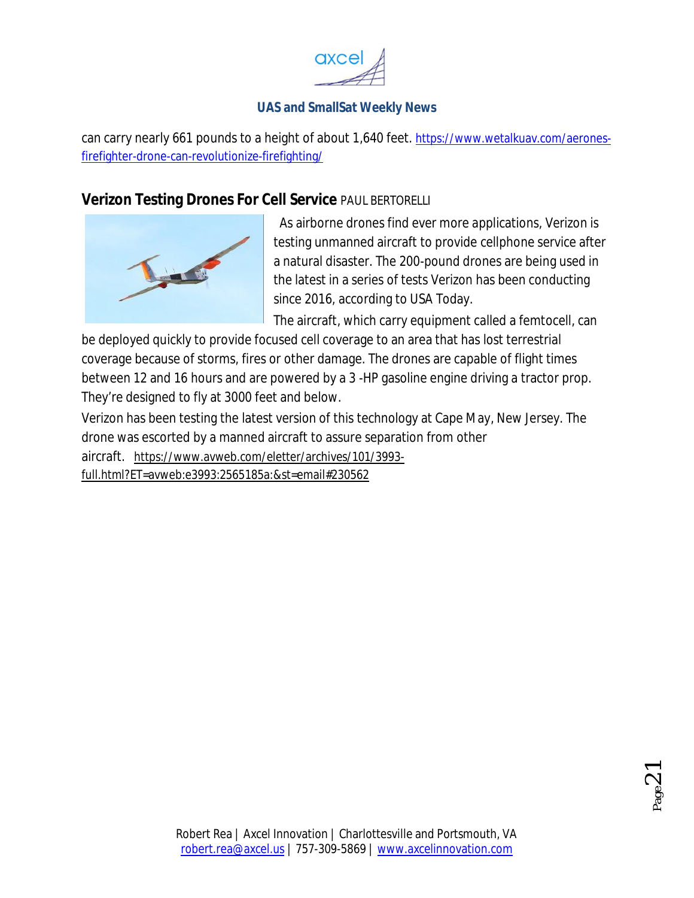can carry nearly 661 pounds to a height of about 1,640 feet. https://www.wetalkuav.com/aerones-firefighter-drone-can-revolutionize-firefighting/

## Verizon Testing Drones For Cell Service PAUL BERTORELLI

As airborne drones find ever more applications, Verizon is testing unmanned aircraft to provide cellphone service after a natural disaster. The 200-pound drones are being used in the latest in a series of tests Verizon has been conducting since 2016, according to USA Today.

The aircraft, which carry equipment called a femtocell, can be deployed quickly to provide focused cell coverage to an area that has lost terrestrial coverage because of storms, fires or other damage. The drones are capable of flight times between 12 and 16 hours and are powered by a 3 -HP gasoline engine driving a tractor prop. They're designed to fly at 3000 feet and below.

Verizon has been testing the latest version of this technology at Cape May, New Jersey. The drone was escorted by a manned aircraft to assure separation from other aircraft. https://www.avweb.com/eletter/archives/101/3993-full.html?ET=avweb:e3993:2565185a:&st=email#230562